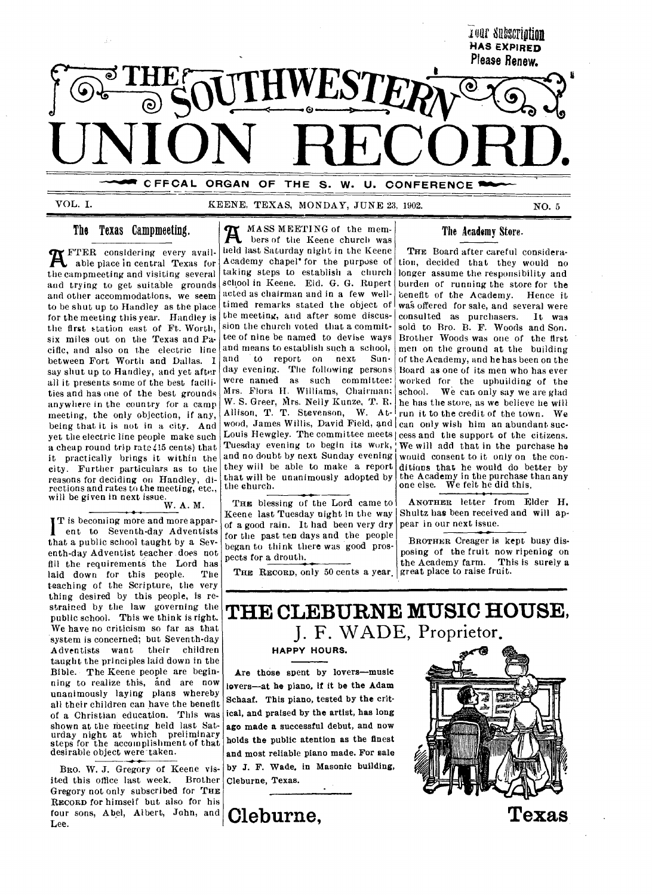Your Subscription
HAS EXPIRED
Please Renew.

# THE SOUTHWESTERN UNION RECORD.

OFFICIAL ORGAN OF THE S. W. U. CONFERENCE

VOL. I. KEENE, TEXAS, MONDAY, JUNE 23, 1902. NO. 5

## The Texas Campmeeting.

AFTER considering every available place in central Texas for the campmeeting and visiting several and trying to get suitable grounds and other accommodations, we seem to be shut up to Handley as the place for the meeting this year. Handley is the first station east of Ft. Worth, six miles out on the Texas and Pacific, and also on the electric line between Fort Worth and Dallas. I say shut up to Handley, and yet after all it presents some of the best facilities and has one of the best grounds anywhere in the country for a camp meeting, the only objection, if any, being that it is not in a city. And yet the electric line people make such a cheap round trip rate (15 cents) that it practically brings it within the city. Further particulars as to the reasons for deciding on Handley, directions and rates to the meeting, etc., will be given in next issue.

W. A. M.

IT is becoming more and more apparent to Seventh-day Adventists that a public school taught by a Seventh-day Adventist teacher does not fill the requirements the Lord has laid down for this people. The teaching of the Scripture, the very thing desired by this people, is restrained by the law governing the public school. This we think is right. We have no criticism so far as that system is concerned; but Seventh-day Adventists want their children taught the principles laid down in the Bible. The Keene people are beginning to realize this, and are now unanimously laying plans whereby all their children can have the benefit of a Christian education. This was shown at the meeting held last Saturday night at which preliminary steps for the accomplishment of that desirable object were taken.

BRO. W. J. Gregory of Keene visited this office last week. Brother Gregory not only subscribed for THE RECORD for himself but also for his four sons, Abel, Albert, John, and Lee.

A MASS MEETING of the members of the Keene church was held last Saturday night in the Keene Academy chapel for the purpose of taking steps to establish a church school in Keene. Eld. G. G. Rupert acted as chairman and in a few well-timed remarks stated the object of the meeting, and after some discussion the church voted that a committee of nine be named to devise ways and means to establish such a school, and to report on next Sunday evening. The following persons were named as such committee: Mrs. Flora H. Williams, Chairman; W. S. Greer, Mrs. Nelly Kunze, T. R. Allison, T. T. Stevenson, W. Atwood, James Willis, David Field, and Louis Hewgley. The committee meets Tuesday evening to begin its work, and no doubt by next Sunday evening they will be able to make a report that will be unanimously adopted by the church.

THE blessing of the Lord came to Keene last Tuesday night in the way of a good rain. It had been very dry for the past ten days and the people began to think there was good prospects for a drouth.

THE RECORD, only 50 cents a year.

## The Academy Store.

THE Board after careful consideration, decided that they would no longer assume the responsibility and burden of running the store for the benefit of the Academy. Hence it was offered for sale, and several were consulted as purchasers. It was sold to Bro. B. F. Woods and Son. Brother Woods was one of the first men on the ground at the building of the Academy, and he has been on the Board as one of its men who has ever worked for the upbuilding of the school. We can only say we are glad he has the store, as we believe he will run it to the credit of the town. We can only wish him an abundant success and the support of the citizens. We will add that in the purchase he would consent to it only on the conditions that he would do better by the Academy in the purchase than any one else. We felt he did this.

ANOTHER letter from Elder H. Shultz has been received and will appear in our next issue.

BROTHER Creager is kept busy disposing of the fruit now ripening on the Academy farm. This is surely a great place to raise fruit.

# THE CLEBURNE MUSIC HOUSE,
## J. F. WADE, Proprietor.

HAPPY HOURS.

Are those spent by lovers—music lovers—at he piano, if it be the Adam Schaaf. This piano, tested by the critical, and praised by the artist, has long ago made a successful debut, and now holds the public atention as the finest and most reliable piano made. For sale by J. F. Wade, in Masonic building, Cleburne, Texas.

**Cleburne, Texas**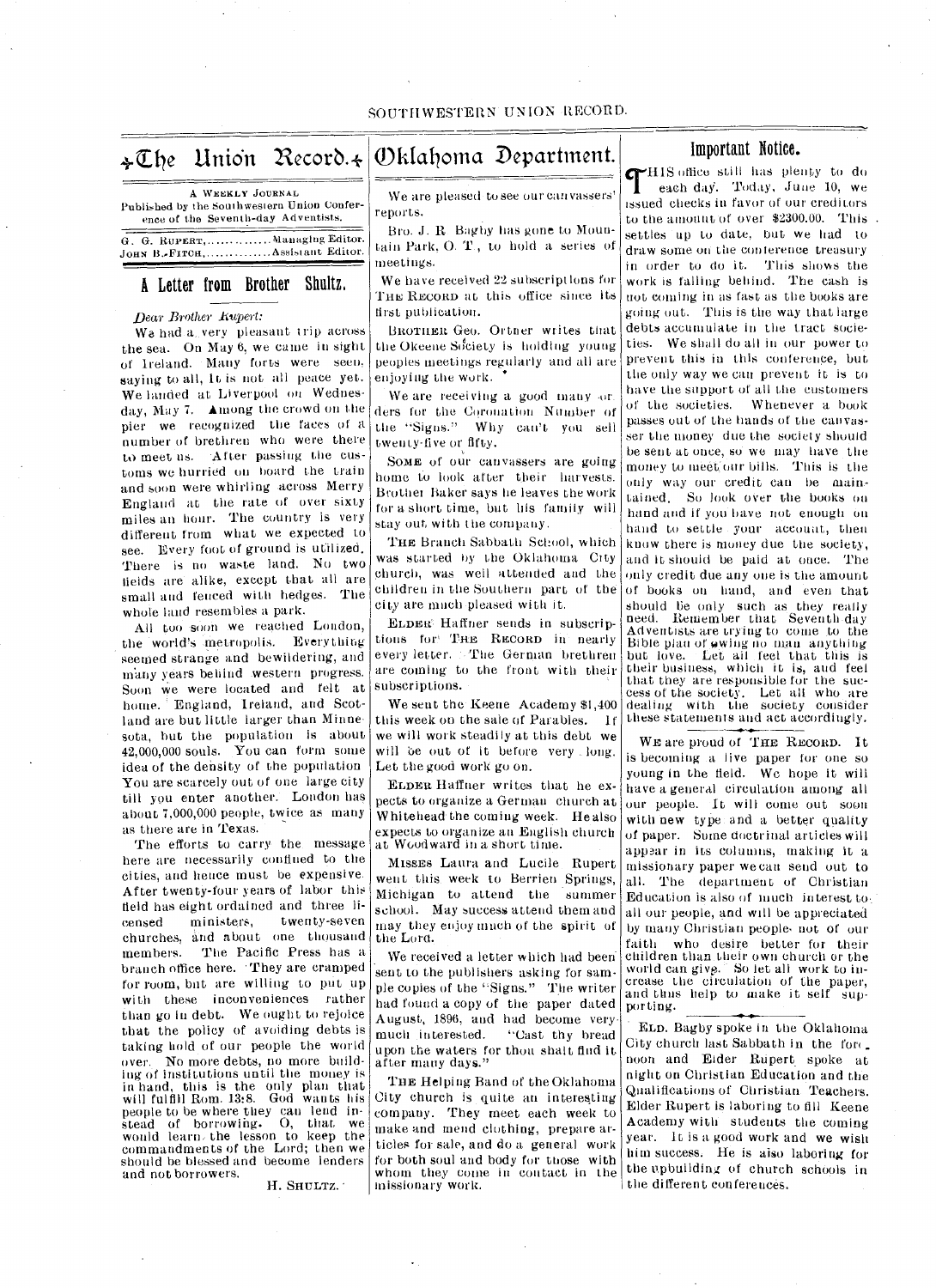# The Union Record.

A WEEKLY JOURNAL
Published by the Southwestern Union Conference of the Seventh-day Adventists.

G. G. RUPERT, .............. Managing Editor.
JOHN B. FITCH, .............. Assistant Editor.

## A Letter from Brother Shultz.

*Dear Brother Rupert:*

We had a very pleasant trip across the sea. On May 6, we came in sight of Ireland. Many forts were seen, saying to all, It is not all peace yet. We landed at Liverpool on Wednesday, May 7. Among the crowd on the pier we recognized the faces of a number of brethren who were there to meet us. After passing the customs we hurried on board the train and soon were whirling across Merry England at the rate of over sixty miles an hour. The country is very different from what we expected to see. Every foot of ground is utilized. There is no waste land. No two fields are alike, except that all are small and fenced with hedges. The whole land resembles a park.

All too soon we reached London, the world's metropolis. Everything seemed strange and bewildering, and many years behind western progress. Soon we were located and felt at home. England, Ireland, and Scotland are but little larger than Minnesota, but the population is about 42,000,000 souls. You can form some idea of the density of the population You are scarcely out of one large city till you enter another. London has about 7,000,000 people, twice as many as there are in Texas.

The efforts to carry the message here are necessarily confined to the cities, and hence must be expensive. After twenty-four years of labor this field has eight ordained and three licensed ministers, twenty-seven churches, and about one thousand members. The Pacific Press has a branch office here. They are cramped for room, but are willing to put up with these inconveniences rather than go in debt. We ought to rejoice that the policy of avoiding debts is taking hold of our people the world over. No more debts, no more building of institutions until the money is in hand, this is the only plan that will fulfill Rom. 13:8. God wants his people to be where they can lend instead of borrowing. O, that we would learn the lesson to keep the commandments of the Lord; then we should be blessed and become lenders and not borrowers.

H. SHULTZ.

# Oklahoma Department.

We are pleased to see our canvassers' reports.

Bro. J. R. Bagby has gone to Mountain Park, O. T., to hold a series of meetings.

We have received 22 subscriptions for THE RECORD at this office since its first publication.

BROTHER Geo. Ortner writes that the Okeene Society is holding young peoples meetings regularly and all are enjoying the work.

We are receiving a good many orders for the Coronation Number of the "Signs." Why can't you sell twenty-five or fifty.

SOME of our canvassers are going home to look after their harvests. Brother Baker says he leaves the work for a short time, but his family will stay out with the company.

THE Branch Sabbath School, which was started by the Oklahoma City church, was well attended and the children in the Southern part of the city are much pleased with it.

ELDER Haffner sends in subscriptions for THE RECORD in nearly every letter. The German brethren are coming to the front with their subscriptions.

We sent the Keene Academy $1,400 this week on the sale of Parables. If we will work steadily at this debt we will be out of it before very long. Let the good work go on.

ELDER Haffner writes that he expects to organize a German church at Whitehead the coming week. He also expects to organize an English church at Woodward in a short time.

MISSES Laura and Lucile Rupert went this week to Berrien Springs, Michigan to attend the summer school. May success attend them and may they enjoy much of the spirit of the Lord.

We received a letter which had been sent to the publishers asking for sample copies of the "Signs." The writer had found a copy of the paper dated August, 1896, and had become very much interested. "Cast thy bread upon the waters for thou shalt find it after many days."

THE Helping Band of the Oklahoma City church is quite an interesting company. They meet each week to make and mend clothing, prepare articles for sale, and do a general work for both soul and body for those with whom they come in contact in the missionary work.

## Important Notice.

THIS office still has plenty to do each day. Today, June 10, we issued checks in favor of our creditors to the amount of over $2300.00. This settles up to date, but we had to draw some on the conference treasury in order to do it. This shows the work is falling behind. The cash is not coming in as fast as the books are going out. This is the way that large debts accumulate in the tract societies. We shall do all in our power to prevent this in this conference, but the only way we can prevent it is to have the support of all the customers of the societies. Whenever a book passes out of the hands of the canvasser the money due the society should be sent at once, so we may have the money to meet our bills. This is the only way our credit can be maintained. So look over the books on hand and if you have not enough on hand to settle your account, then know there is money due the society, and it should be paid at once. The only credit due any one is the amount of books on hand, and even that should be only such as they really need. Remember that Seventh day Adventists are trying to come to the Bible plan of owing no man anything but love. Let all feel that this is their business, which it is, and feel that they are responsible for the success of the society. Let all who are dealing with the society consider these statements and act accordingly.

WE are proud of THE RECORD. It is becoming a live paper for one so young in the field. We hope it will have a general circulation among all our people. It will come out soon with new type and a better quality of paper. Some doctrinal articles will appear in its columns, making it a missionary paper we can send out to all. The department of Christian Education is also of much interest to all our people, and will be appreciated by many Christian people not of our faith who desire better for their children than their own church or the world can give. So let all work to increase the circulation of the paper, and thus help to make it self supporting.

ELD. Bagby spoke in the Oklahoma City church last Sabbath in the forenoon and Elder Rupert spoke at night on Christian Education and the Qualifications of Christian Teachers. Elder Rupert is laboring to fill Keene Academy with students the coming year. It is a good work and we wish him success. He is also laboring for the upbuilding of church schools in the different conferences.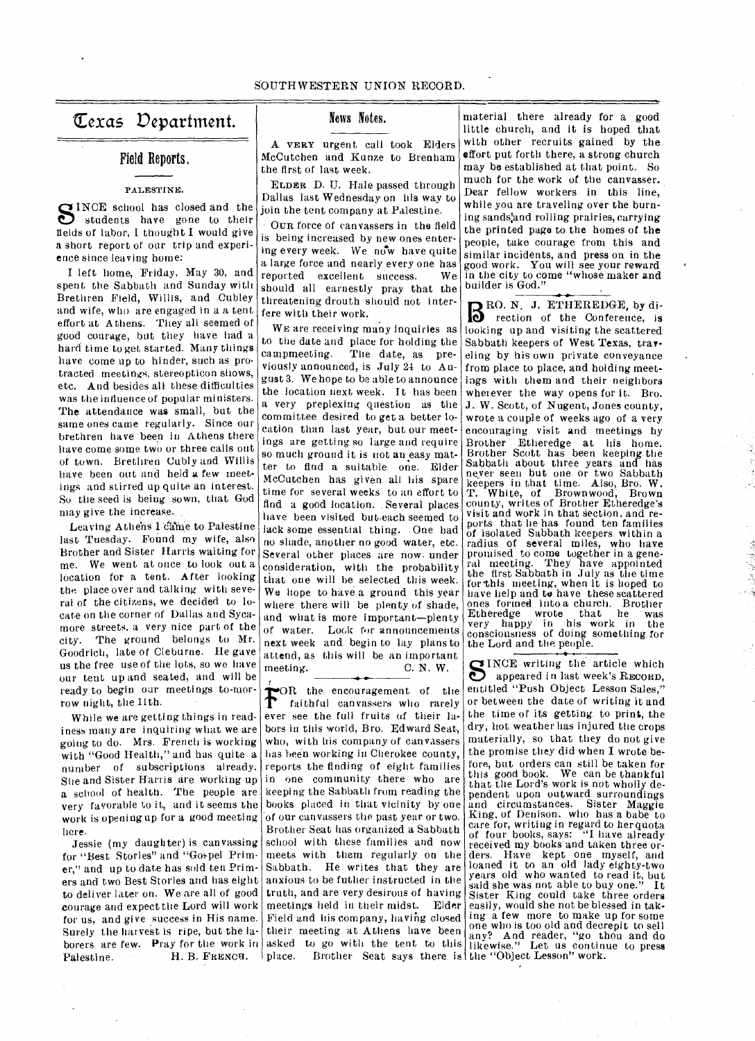# Texas Department.

## Field Reports.

### PALESTINE.

SINCE school has closed and the students have gone to their fields of labor, I thought I would give a short report of our trip and experience since leaving home:

I left home, Friday, May 30, and spent the Sabbath and Sunday with Brethren Field, Willis, and Cubley and wife, who are engaged in a a tent effort at Athens. They all seemed of good courage, but they have had a hard time to get started. Many things have come up to hinder, such as protracted meetings, stereopticon shows, etc. And besides all these difficulties was the influence of popular ministers. The attendance was small, but the same ones came regularly. Since our brethren have been in Athens there have come some two or three calls out of town. Brethren Cubly and Willis have been out and held a few meetings and stirred up quite an interest. So the seed is being sown, that God may give the increase.

Leaving Athens I came to Palestine last Tuesday. Found my wife, also Brother and Sister Harris waiting for me. We went at once to look out a location for a tent. After looking the place over and talking with several of the citizens, we decided to locate on the corner of Dallas and Sycamore streets, a very nice part of the city. The ground belongs to Mr. Goodrich, late of Cleburne. He gave us the free use of the lots, so we have our tent up and seated, and will be ready to begin our meetings to-morrow night, the 11th.

While we are getting things in readiness many are inquiring what we are going to do. Mrs. French is working with "Good Health," and has quite a number of subscriptions already. She and Sister Harris are working up a school of health. The people are very favorable to it, and it seems the work is opening up for a good meeting here.

Jessie (my daughter) is canvassing for "Best Stories" and "Gospel Primer," and up to date has sold ten Primers and two Best Stories and has eight to deliver later on. We are all of good courage and expect the Lord will work for us, and give success in His name. Surely the harvest is ripe, but the laborers are few. Pray for the work in Palestine.

H. B. FRENCH.

## News Notes.

A VERY urgent call took Elders McCutchen and Kunze to Brenham the first of last week.

ELDER D. U. Hale passed through Dallas last Wednesday on his way to join the tent company at Palestine.

OUR force of canvassers in the field is being increased by new ones entering every week. We now have quite a large force and nearly every one has reported excellent success. We should all earnestly pray that the threatening drouth should not interfere with their work.

WE are receiving many inquiries as to the date and place for holding the campmeeting. The date, as previously announced, is July 24 to August 3. We hope to be able to announce the location next week. It has been a very preplexing question as the committee desired to get a better location than last year, but our meetings are getting so large and require so much ground it is not an easy matter to find a suitable one. Elder McCutchen has given all his spare time for several weeks to an effort to find a good location. Several places have been visited but each seemed to lack some essential thing. One had no shade, another no good water, etc. Several other places are now under consideration, with the probability that one will be selected this week. We hope to have a ground this year where there will be plenty of shade, and what is more important—plenty of water. Look for announcements next week and begin to lay plans to attend, as this will be an important meeting.

C. N. W.

FOR the encouragement of the faithful canvassers who rarely ever see the full fruits of their labors in this world, Bro. Edward Seat, who, with his company of canvassers has been working in Cherokee county, reports the finding of eight families in one community there who are keeping the Sabbath from reading the books placed in that vicinity by one of our canvassers the past year or two. Brother Seat has organized a Sabbath school with these families and now meets with them regularly on the Sabbath. He writes that they are anxious to be futher instructed in the truth, and are very desirous of having meetings held in their midst. Elder Field and his company, having closed their meeting at Athens have been asked to go with the tent to this place. Brother Seat says there is material there already for a good little church, and it is hoped that with other recruits gained by the effort put forth there, a strong church may be established at that point. So much for the work of the canvasser. Dear fellow workers in this line, while you are traveling over the burning sands and rolling prairies, carrying the printed page to the homes of the people, take courage from this and similar incidents, and press on in the good work. You will see your reward in the city to come "whose maker and builder is God."

BRO. N. J. ETHEREDGE, by direction of the Conference, is looking up and visiting the scattered Sabbath keepers of West Texas, traveling by his own private conveyance from place to place, and holding meetings with them and their neighbors wherever the way opens for it. Bro. J. W. Scott, of Nugent, Jones county, wrote a couple of weeks ago of a very encouraging visit and meetings by Brother Etheredge at his home. Brother Scott has been keeping the Sabbath about three years and has never seen but one or two Sabbath keepers in that time. Also, Bro. W. T. White, of Brownwood, Brown county, writes of Brother Etheredge's visit and work in that section, and reports that he has found ten families of isolated Sabbath keepers within a radius of several miles, who have promised to come together in a general meeting. They have appointed the first Sabbath in July as the time for this meeting, when it is hoped to have help and to have these scattered ones formed into a church. Brother Etheredge wrote that he was very happy in his work in the consciousness of doing something for the Lord and the people.

SINCE writing the article which appeared in last week's RECORD, entitled "Push Object Lesson Sales," or between the date of writing it and the time of its getting to print, the dry, hot weather has injured the crops materially, so that they do not give the promise they did when I wrote before, but orders can still be taken for this good book. We can be thankful that the Lord's work is not wholly dependent upon outward surroundings and circumstances. Sister Maggie King, of Denison. who has a babe to care for, writing in regard to her quota of four books, says: "I have already received my books and taken three orders. Have kept one myself, and loaned it to an old lady eighty-two years old who wanted to read it, but said she was not able to buy one." It Sister King could take three orders easily, would she not be blessed in taking a few more to make up for some one who is too old and decrepit to sell any? And reader, "go thou and do likewise." Let us continue to press the "Object Lesson" work.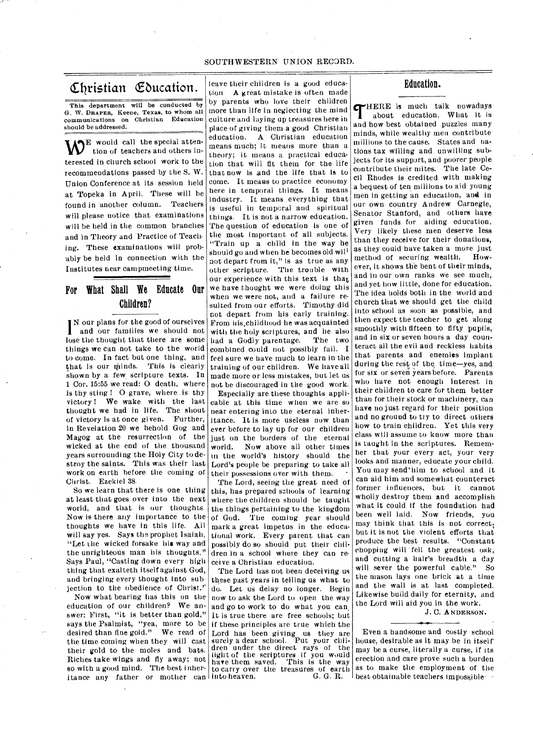## Christian Education.

This department will be conducted by G. W. DRAPER, Keene, Texas, to whom all communications on Christian Education should be addressed.

WE would call the special attention of teachers and others interested in church school work to the recommendations passed by the S. W. Union Conference at its session held at Topeka in April. These will be found in another column. Teachers will please notice that examinations will be held in the common branches and in Theory and Practice of Teaching. These examinations will probably be held in connection with the Institutes near campmeeting time.

### For What Shall We Educate Our Children?

IN our plans for the good of ourselves and our families we should not lose the thought that there are some things we can not take to the world to come. In fact but one thing, and that is our minds. This is clearly shown by a few scripture texts. In 1 Cor. 15:55 we read: O death, where is thy sting! O grave, where is thy victory! We wake with the last thought we had in life. The shout of victory is at once given. Further, in Revelation 20 we behold Gog and Magog at the resurrection of the wicked at the end of the thousand years surrounding the Holy City to destroy the saints. This was their last work on earth before the coming of Christ. Ezekiel 38.

So we learn that there is one thing at least that goes over into the next world, and that is our thoughts. Now is there any importance to the thoughts we have in this life. All will say yes. Says the prophet Isaiah, "Let the wicked forsake his way and the unrighteous man his thoughts." Says Paul, "Casting down every high thing that exalteth itself against God, and bringing every thought into subjection to the obedience of Christ."

Now what bearing has this on the education of our children? We answer: First, "it is better than gold," says the Psalmist, "yea, more to be desired than fine gold." We read of the time coming when they will cast their gold to the moles and bats. Riches take wings and fly away; not so with a good mind. The best inheritance any father or mother can leave their children is a good education. A great mistake is often made by parents who love their children more than life in neglecting the mind culture and laying up treasures here in place of giving them a good Christian education. A Christian education means much; it means more than a theory; it means a practical education that will fit them for the life that now is and the life that is to come. It means to practice economy here in temporal things. It means industry. It means everything that is useful in temporal and spiritual things. It is not a narrow education. The question of education is one of the most important of all subjects. "Train up a child in the way he should go and when he becomes old will not depart from it," is as true as any other scripture. The trouble with our experience with this text is that we have thought we were doing this when we were not, and a failure resulted from our efforts. Timothy did not depart from his early training. From his childhood he was acquainted with the holy scriptures, and he also had a Godly parentage. The two combined could not possibly fail. I feel sure we have much to learn in the training of our children. We have all made more or less mistakes, but let us not be discouraged in the good work.

Especially are these thoughts applicable at this time when we are so near entering into the eternal inheritance. It is more useless now than ever before to lay up for our children just on the borders of the eternal world. Now above all other times in the world's history should the Lord's people be preparing to take all their possessions over with them.

The Lord, seeing the great need of this, has prepared schools of learning where the children should be taught the things pertaining to the kingdom of God. The coming year should mark a great impetus in the educational work. Every parent that can possibly do so should put their children in a school where they can receive a Christian education.

The Lord has not been deceiving us these past years in telling us what to do. Let us delay no longer. Begin now to ask the Lord to open the way and go to work to do what you can. It is true there are free schools; but if these principles are true which the Lord has been giving us they are surely a dear school. Put your children under the direct rays of the light of the scriptures if you would have them saved. This is the way to carry over the treasures of earth into heaven.

G. G. R.

### Education.

THERE is much talk nowadays about education. What it is and how best obtained puzzles many minds, while wealthy men contribute millions to the cause. States and nations tax willing and unwilling subjects for its support, and poorer people contribute their mites. The late Cecil Rhodes is credited with making a bequest of ten millions to aid young men in getting an education, and in our own country Andrew Carnegie, Senator Stanford, and others have given funds for aiding education. Very likely these men deserve less than they receive for their donations, as they could have taken a more just method of securing wealth. However, it shows the bent of their minds, and in our own ranks we see much, and yet how little, done for education. The idea holds both in the world and church that we should get the child into school as soon as possible, and then expect the teacher to get along smoothly with fifteen to fifty pupils, and in six or seven hours a day counteract all the evil and reckless habits that parents and enemies implant during the rest of the time—yes, and for six or seven years before. Parents who have not enough interest in their children to care for them better than for their stock or machinery, can have no just regard for their position and no ground to try to direct others how to train children. Yet this very class will assume to know more than is taught in the scriptures. Remember that your every act, your very looks and manner, educate your child. You may send him to school and it can aid him and somewhat counteract former influences, but it cannot wholly destroy them and accomplish what it could if the foundation had been well laid. Now friends, you may think that this is not correct, but it is not the violent efforts that produce the best results. "Constant chopping will fell the greatest oak, and cutting a hair's breadth a day will sever the powerful cable." So the mason lays one brick at a time and the wall is at last completed. Likewise build daily for eternity, and the Lord will aid you in the work.

J. C. ANDERSON.

---

Even a handsome and costly school house, desirable as it may be in itself may be a curse, literally a curse, if its erection and care prove such a burden as to make the employment of the best obtainable teachers impossible.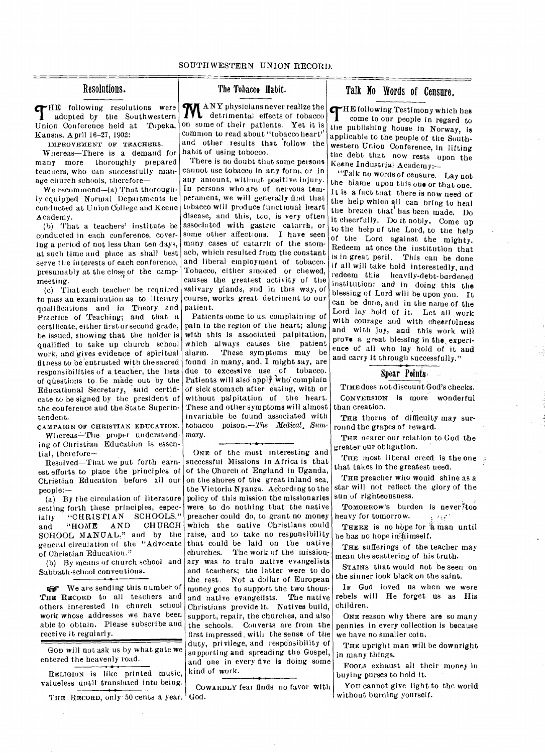## Resolutions.

THE following resolutions were adopted by the Southwestern Union Conference held at Topeka, Kansas, April 16–27, 1902:

IMPROVEMENT OF TEACHERS.

Whereas—There is a demand for many more thoroughly prepared teachers, who can successfully manage church schools, therefore—

We recommend—(a) That thoroughly equipped Normal Departments be conducted at Union College and Keene Academy.

(b) That a teachers' institute be conducted in each conference, covering a period of not less than ten days, at such time and place as shall best serve the interests of each conference, presumably at the close of the camp-meeting.

(c) That each teacher be required to pass an examination as to literary qualifications and in Theory and Practice of Teaching; and that a certificate, either first or second grade, be issued, showing that the holder is qualified to take up church school work, and gives evidence of spiritual fitness to be entrusted with the sacred responsibilities of a teacher, the lists of questions to be made out by the Educational Secretary, said certificate to be signed by the president of the conference and the State Superintendent.

CAMPAIGN OF CHRISTIAN EDUCATION.

Whereas—The proper understanding of Christian Education is essential, therefore—

Resolved—That we put forth earnest efforts to place the principles of Christian Education before all our people:—

(a) By the circulation of literature setting forth these principles, especially "CHRISTIAN SCHOOLS," and "HOME AND CHURCH SCHOOL MANUAL," and by the general circulation of the "Advocate of Christian Education."

(b) By means of church school and Sabbath-school conventions.

☞ We are sending this number of THE RECORD to all teachers and others interested in church school work whose addresses we have been able to obtain. Please subscribe and receive it regularly.

---

GOD will not ask us by what gate we entered the heavenly road.

RELIGION is like printed music, valueless until translated into being.

THE RECORD, only 50 cents a year.

## The Tobacco Habit.

MANY physicians never realize the detrimental effects of tobacco on some of their patients. Yet it is common to read about "tobacco heart" and other results that follow the habit of using tobocco.

There is no doubt that some persons cannot use tobacco in any form, or in any amount, without positive injury. In persons who are of nervous temperament, we will generally find that tobacco will produce functional heart disease, and this, too, is very often associated with gastric catarrh, or some other affections. I have seen many cases of catarrh of the stomach, which resulted from the constant and liberal employment of tobacco. Tobacco, either smoked or chewed, causes the greatest activity of the salivary glands, and in this way, of course, works great detriment to our patient.

Patients come to us, complaining of pain in the region of the heart; along with this is associated palpitation, which always causes the patient alarm. These symptoms may be found in many, and, I might say, are due to excessive use of tobacco. Patients will also apply who complain of sick stomach after eating, with or without palpitation of the heart. These and other symptoms will almost invariable be found associated with tobacco poison.—*The Medical Summary.*

---

ONE of the most interesting and successful Missions in Africa is that of the Church of England in Uganda, on the shores of the great inland sea, the Victoria Nyanza. According to the policy of this mission the missionaries were to do nothing that the native preacher could do, to grant no money which the native Christians could raise, and to take no responsibility that could be laid on the native churches. The work of the missionary was to train native evangelists and teachers; the latter were to do the rest. Not a dollar of European money goes to support the two thousand native evangelists. The native Christians provide it. Natives build, support, repair, the churches, and also the schools. Converts are from the first impressed with the sense of the duty, privilege, and responsibility of supporting and spreading the Gospel, and one in every five is doing some kind of work.

---

COWARDLY fear finds no favor with God.

## Talk No Words of Censure.

THE following Testimony which has come to our people in regard to the publishing house in Norway, is applicable to the people of the Southwestern Union Conference, in lifting the debt that now rests upon the Keene Industrial Academy:—

"Talk no words of censure. Lay not the blame upon this one or that one. It is a fact that there is now need of the help which all can bring to heal the breach that has been made. Do it cheerfully. Do it nobly. Come up to the help of the Lord, to the help of the Lord against the mighty. Redeem at once the institution that is in great peril. This can be done if all will take hold interestedly, and redeem this heavily-debt-burdened institution: and in doing this the blessing of Lord will be upon you. It can be done, and in the name of the Lord lay hold of it. Let all work with courage and with cheerfulness and with joy, and this work will prove a great blessing in the experience of all who lay hold of it and and carry it through successfully."

## Spear Points.

TIME does not discount God's checks.

CONVERSION is more wonderful than creation.

THE thorns of difficulty may surround the grapes of reward.

THE nearer our relation to God the greater our obligation.

THE most liberal creed is the one that takes in the greatest need.

THE preacher who would shine as a star will not reflect the glory of the sun of righteousness.

TOMORROW's burden is never too heavy for tomorrow.

THERE is no hope for a man until he has no hope in himself.

THE sufferings of the teacher may mean the scattering of his truth.

STAINS that would not be seen on the sinner look black on the saint.

IF God loved us when we were rebels will He forget us as His children.

ONE reason why there are so many pennies in every collection is because we have no smaller coin.

THE upright man will be downright in many things.

FOOLS exhaust all their money in buying purses to hold it.

YOU cannot give light to the world without burning yourself.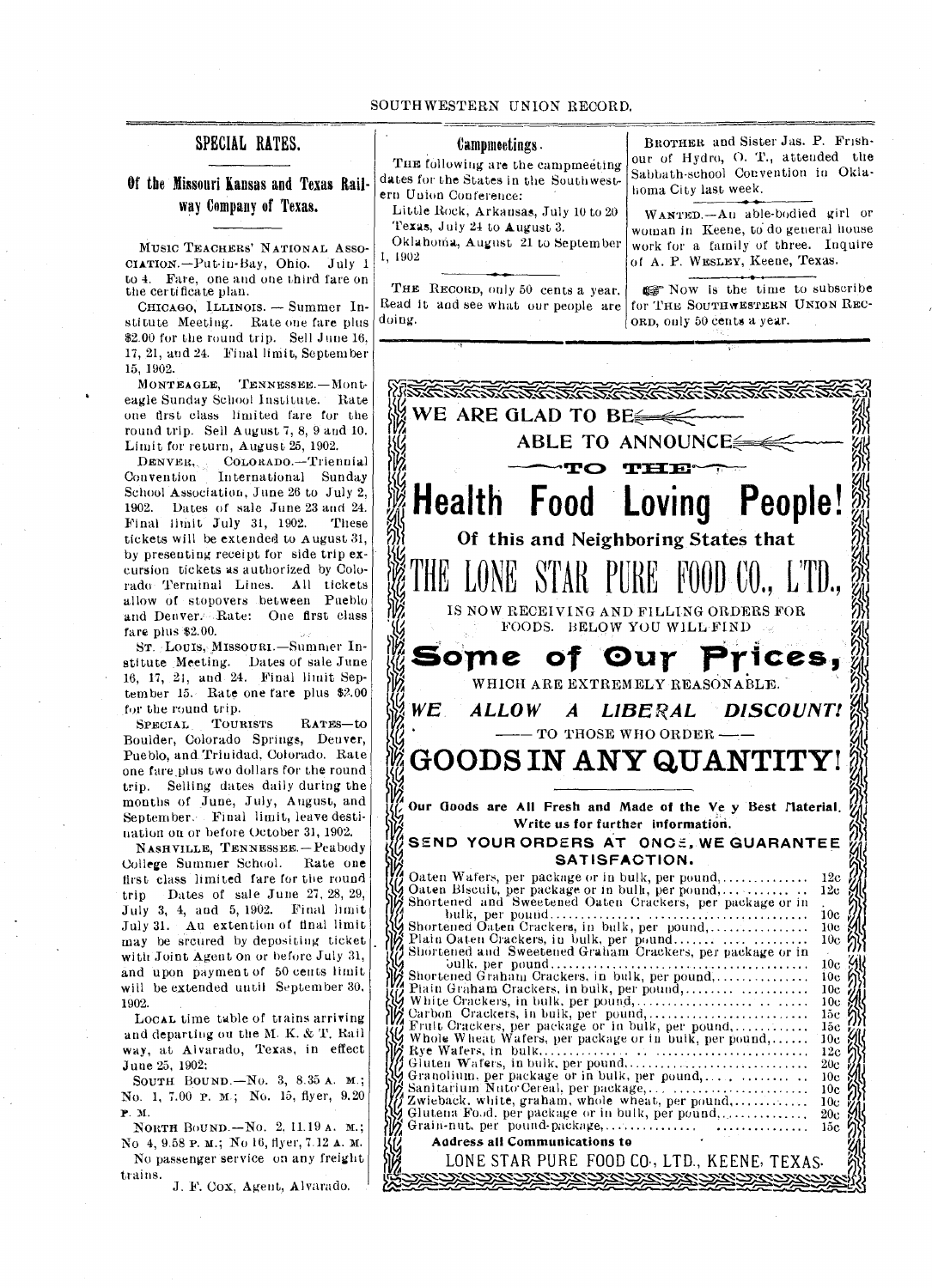## SPECIAL RATES.

### Of the Missouri Kansas and Texas Railway Company of Texas.

MUSIC TEACHERS' NATIONAL ASSOCIATION.—Put-in-Bay, Ohio. July 1 to 4. Fare, one and one third fare on the certificate plan.

CHICAGO, ILLINOIS. — Summer Institute Meeting. Rate one fare plus $2.00 for the round trip. Sell June 16, 17, 21, and 24. Final limit, September 15, 1902.

MONTEAGLE, TENNESSEE.—Monteagle Sunday School Institute. Rate one first class limited fare for the round trip. Sell August 7, 8, 9 and 10. Limit for return, August 25, 1902.

DENVER, COLORADO.—Triennial Convention International Sunday School Association, June 26 to July 2, 1902. Dates of sale June 23 and 24. Final limit July 31, 1902. These tickets will be extended to August 31, by presenting receipt for side trip excursion tickets as authorized by Colorado Terminal Lines. All tickets allow of stopovers between Pueblo and Denver. Rate: One first class fare plus $2.00.

ST. LOUIS, MISSOURI.—Summer Institute Meeting. Dates of sale June 16, 17, 21, and 24. Final limit September 15. Rate one fare plus $2.00 for the round trip.

SPECIAL TOURISTS RATES—to Boulder, Colorado Springs, Denver, Pueblo, and Trinidad, Colorado. Rate one fare plus two dollars for the round trip. Selling dates daily during the months of June, July, August, and September. Final limit, leave destination on or before October 31, 1902.

NASHVILLE, TENNESSEE.—Peabody College Summer School. Rate one first class limited fare for the round trip Dates of sale June 27, 28, 29, July 3, 4, and 5, 1902. Final limit July 31. An extention of final limit may be secured by depositing ticket with Joint Agent on or before July 31, and upon payment of 50 cents limit will be extended until September 30, 1902.

LOCAL time table of trains arriving and departing on the M. K. & T. Rail way, at Alvarado, Texas, in effect June 25, 1902:

SOUTH BOUND.—No. 3, 8.35 A. M.; No. 1, 7.00 P. M.; No. 15, flyer, 9.20 P. M.

NORTH BOUND.—No. 2, 11.19 A. M.; No 4, 9.58 P. M.; No 16, flyer, 7.12 A. M.

No passenger service on any freight trains.

J. F. Cox, Agent, Alvarado.

## Campmeetings.

THE following are the campmeeting dates for the States in the Southwestern Union Conference:

Little Rock, Arkansas, July 10 to 20

Texas, July 24 to August 3.

Oklahoma, August 21 to September 1, 1902

THE RECORD, only 50 cents a year. Read it and see what our people are doing.

BROTHER and Sister Jas. P. Frishour of Hydro, O. T., attended the Sabbath-school Convention in Oklahoma City last week.

WANTED.—An able-bodied girl or woman in Keene, to do general house work for a family of three. Inquire of A. P. WESLEY, Keene, Texas.

☞ Now is the time to subscribe for THE SOUTHWESTERN UNION RECORD, only 50 cents a year.

WE ARE GLAD TO BE ABLE TO ANNOUNCE TO THE

# Health Food Loving People!

**Of this and Neighboring States that**

# THE LONE STAR PURE FOOD CO., L'TD.,

IS NOW RECEIVING AND FILLING ORDERS FOR FOODS. BELOW YOU WILL FIND

## Some of Our Prices,

WHICH ARE EXTREMELY REASONABLE.

***WE ALLOW A LIBERAL DISCOUNT!***

—— TO THOSE WHO ORDER ——

# GOODS IN ANY QUANTITY!

**Our Goods are All Fresh and Made of the Ve y Best Material.**
**Write us for further information.**

**SEND YOUR ORDERS AT ONCE, WE GUARANTEE SATISFACTION.**

| Item | Price |
|---|---|
| Oaten Wafers, per package or in bulk, per pound | 12c |
| Oaten Biscuit, per package or in bulk, per pound | 12c |
| Shortened and Sweetened Oaten Crackers, per package or in bulk, per pound | 10c |
| Shortened Oaten Crackers, in bulk, per pound | 10c |
| Plain Oaten Crackers, in bulk, per pound | 10c |
| Shortened and Sweetened Graham Crackers, per package or in bulk, per pound | 10c |
| Shortened Graham Crackers, in bulk, per pound | 10c |
| Plain Graham Crackers, in bulk, per pound | 10c |
| White Crackers, in bulk, per pound | 10c |
| Carbon Crackers, in bulk, per pound | 15c |
| Fruit Crackers, per package or in bulk, per pound | 15c |
| Whole Wheat Wafers, per package or in bulk, per pound | 10c |
| Rye Wafers, in bulk | 12c |
| Gluten Wafers, in bulk, per pound | 20c |
| Granolium, per package or in bulk, per pound | 10c |
| Sanitarium Nuto-Cereal, per package | 10c |
| Zwieback, white, graham, whole wheat, per pound | 10c |
| Glutena Food, per package or in bulk, per pound | 20c |
| Grain-nut, per pound-package | 15c |

**Address all Communications to**

LONE STAR PURE FOOD CO., LTD., KEENE, TEXAS.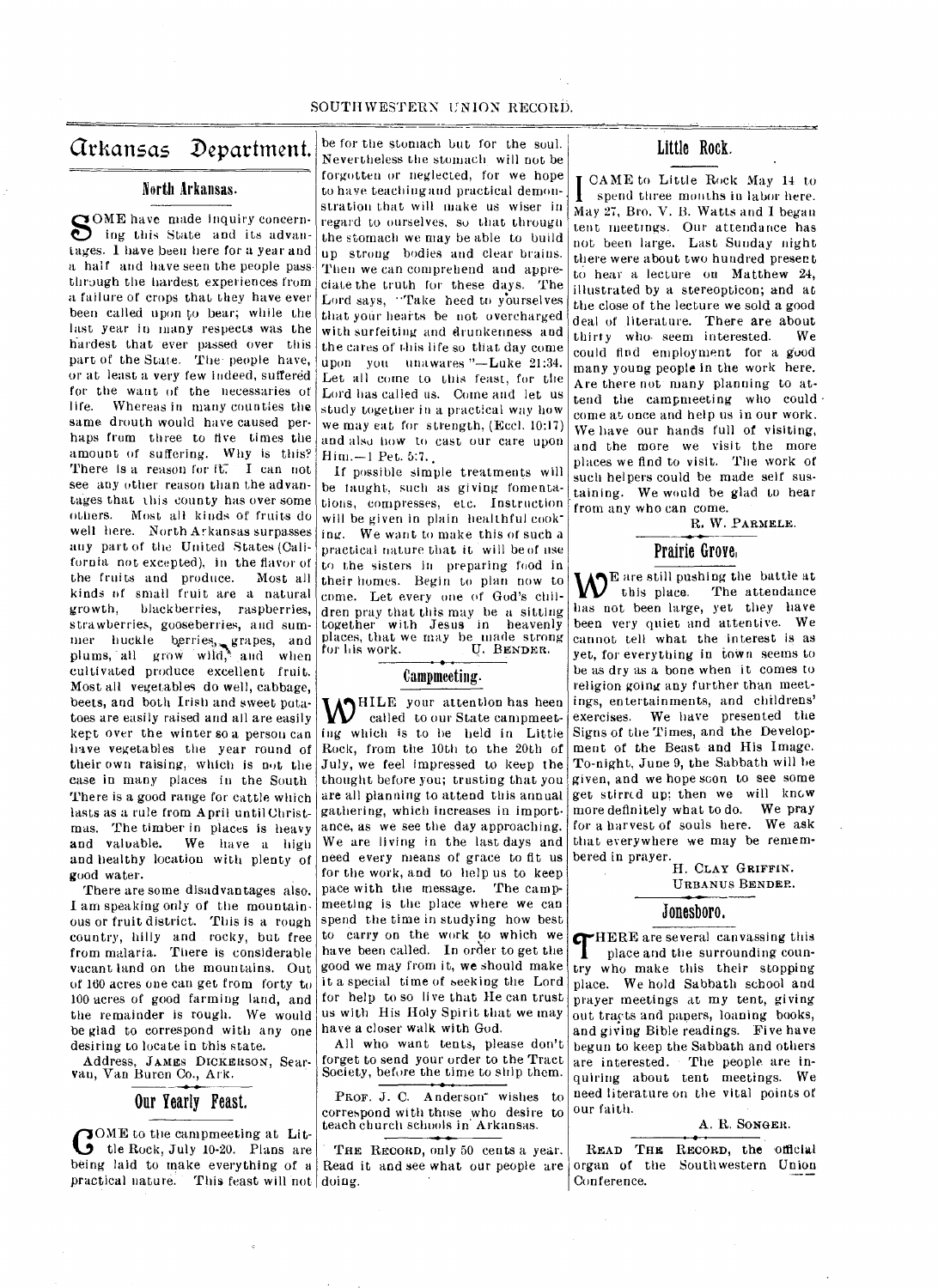# Arkansas Department.

## North Arkansas.

SOME have made inquiry concerning this State and its advantages. I have been here for a year and a half and have seen the people pass through the hardest experiences from a failure of crops that they have ever been called upon to bear; while the last year in many respects was the hardest that ever passed over this part of the State. The people have, or at least a very few indeed, suffered for the want of the necessaries of life. Whereas in many counties the same drouth would have caused perhaps from three to five times the amount of suffering. Why is this? There is a reason for it. I can not see any other reason than the advantages that this county has over some others. Most all kinds of fruits do well here. North Arkansas surpasses any part of the United States (California not excepted), in the flavor of the fruits and produce. Most all kinds of small fruit are a natural growth, blackberries, raspberries, strawberries, gooseberries, and summer huckle berries, grapes, and plums, all grow wild, and when cultivated produce excellent fruit. Most all vegetables do well, cabbage, beets, and both Irish and sweet potatoes are easily raised and all are easily kept over the winter so a person can have vegetables the year round of their own raising, which is not the case in many places in the South. There is a good range for cattle which lasts as a rule from April until Christmas. The timber in places is heavy and valuable. We have a high and healthy location with plenty of good water.

There are some disadvantages also. I am speaking only of the mountainous or fruit district. This is a rough country, hilly and rocky, but free from malaria. There is considerable vacant land on the mountains. Out of 160 acres one can get from forty to 100 acres of good farming land, and the remainder is rough. We would be glad to correspond with any one desiring to locate in this state.

Address, JAMES DICKERSON, Searvan, Van Buren Co., Ark.

## Our Yearly Feast.

COME to the campmeeting at Little Rock, July 10-20. Plans are being laid to make everything of a practical nature. This feast will not be for the stomach but for the soul. Nevertheless the stomach will not be forgotten or neglected, for we hope to have teaching and practical demonstration that will make us wiser in regard to ourselves, so that through the stomach we may be able to build up strong bodies and clear brains. Then we can comprehend and appreciate the truth for these days. The Lord says, "Take heed to yourselves that your hearts be not overcharged with surfeiting and drunkenness and the cares of this life so that day come upon you unawares."—Luke 21:34. Let all come to this feast, for the Lord has called us. Come and let us study together in a practical way how we may eat for strength, (Eccl. 10:17) and also how to cast our care upon Him.—1 Pet. 5:7.

If possible simple treatments will be taught, such as giving fomentations, compresses, etc. Instruction will be given in plain healthful cooking. We want to make this of such a practical nature that it will be of use to the sisters in preparing food in their homes. Begin to plan now to come. Let every one of God's children pray that this may be a sitting together with Jesus in heavenly places, that we may be made strong for his work.

U. BENDER.

## Campmeeting.

WHILE your attention has been called to our State campmeeting which is to be held in Little Rock, from the 10th to the 20th of July, we feel impressed to keep the thought before you; trusting that you are all planning to attend this annual gathering, which increases in importance, as we see the day approaching. We are living in the last days and need every means of grace to fit us for the work, and to help us to keep pace with the message. The campmeeting is the place where we can spend the time in studying how best to carry on the work to which we have been called. In order to get the good we may from it, we should make it a special time of seeking the Lord for help to so live that He can trust us with His Holy Spirit that we may have a closer walk with God.

All who want tents, please don't forget to send your order to the Tract Society, before the time to ship them.

PROF. J. C. Anderson wishes to correspond with those who desire to teach church schools in Arkansas.

THE RECORD, only 50 cents a year. Read it and see what our people are doing.

## Little Rock.

I CAME to Little Rock May 14 to spend three months in labor here. May 27, Bro. V. B. Watts and I began tent meetings. Our attendance has not been large. Last Sunday night there were about two hundred present to hear a lecture on Matthew 24, illustrated by a stereopticon; and at the close of the lecture we sold a good deal of literature. There are about thirty who seem interested. We could find employment for a good many young people in the work here. Are there not many planning to attend the campmeeting who could come at once and help us in our work. We have our hands full of visiting, and the more we visit the more places we find to visit. The work of such helpers could be made self sustaining. We would be glad to hear from any who can come.

R. W. PARMELE.

## Prairie Grove.

WE are still pushing the battle at this place. The attendance has not been large, yet they have been very quiet and attentive. We cannot tell what the interest is as yet, for everything in town seems to be as dry as a bone when it comes to religion going any further than meetings, entertainments, and childrens' exercises. We have presented the Signs of the Times, and the Development of the Beast and His Image. To-night, June 9, the Sabbath will be given, and we hope soon to see some get stirred up; then we will know more definitely what to do. We pray for a harvest of souls here. We ask that everywhere we may be remembered in prayer.

H. CLAY GRIFFIN.
URBANUS BENDER.

## Jonesboro.

THERE are several canvassing this place and the surrounding country who make this their stopping place. We hold Sabbath school and prayer meetings at my tent, giving out tracts and papers, loaning books, and giving Bible readings. Five have begun to keep the Sabbath and others are interested. The people are inquiring about tent meetings. We need literature on the vital points of our faith.

A. R. SONGER.

READ THE RECORD, the official organ of the Southwestern Union Conference.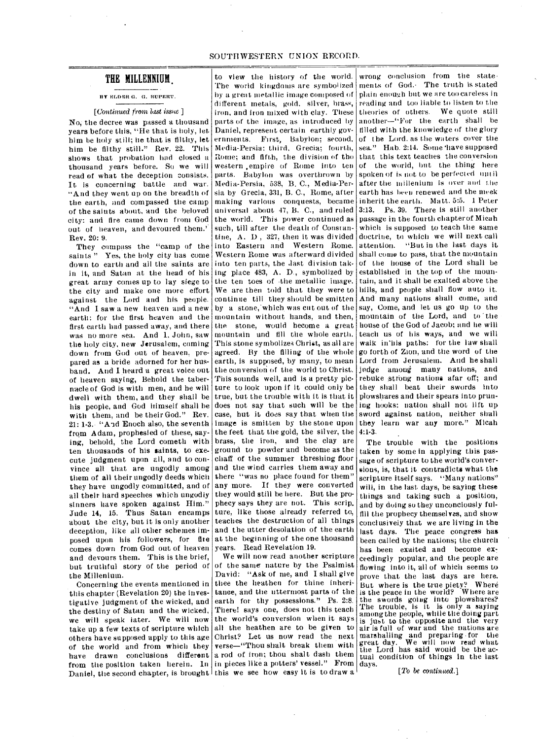## THE MILLENNIUM.

BY ELDER G. G. RUPERT.

*[Continued from last issue]*

No, the decree was passed a thousand years before this, "He that is holy, let him be holy still; he that is filthy, let him be filthy still." Rev. 22. This shows that probation had closed a thousand years before. So we will read of what the deception consists. It is concerning battle and war. "And they went up on the breadth of the earth, and compassed the camp of the saints about, and the beloved city: and fire came down from God out of heaven, and devoured them." Rev. 20: 9.

They compass the "camp of the saints" Yes, the holy city has come down to earth and all the saints are in it, and Satan at the head of his great army comes up to lay siege to the city and make one more effort against the Lord and his people. "And I saw a new heaven and a new earth: for the first heaven and the first earth had passed away, and there was no more sea. And I, John, saw the holy city, new Jerusalem, coming down from God out of heaven, prepared as a bride adorned for her husband. And I heard a great voice out of heaven saying, Behold the tabernacle of God is with men, and he will dwell with them, and they shall be his people, and God himself shall be with them, and be their God." Rev. 21: 1-3. "And Enoch also, the seventh from Adam, prophesied of these, saying, behold, the Lord cometh with ten thousands of his saints, to execute judgment upon all, and to convince all that are ungodly among them of all their ungodly deeds which they have ungodly committed, and of all their hard speeches which ungodly sinners have spoken against Him." Jude 14, 15. Thus Satan encamps about the city, but it is only another deception, like all other schemes imposed upon his followers, for fire comes down from God out of heaven and devours them. This is the brief, but truthful story of the period of the Millenium.

Concerning the events mentioned in this chapter (Revelation 20) the investigative judgment of the wicked, and the destiny of Satan and the wicked, we will speak later. We will now take up a few texts of scripture which others have supposed apply to this age of the world and from which they have drawn conclusions different from the position taken herein. In Daniel, the second chapter, is brought to view the history of the world. The world kingdoms are symbolized by a great metallic image composed of different metals, gold, silver, brass, iron, and iron mixed with clay. These parts of the image, as introduced by Daniel, represent certain earthly governments. First, Babylon; second, Media-Persia; third, Grecia; fourth, Rome; and fifth, the division of the western empire of Rome into ten parts. Babylon was overthrown by Media-Persia, 538, B. C., Media-Persia by Grecia, 331, B. C., Rome, after making various conquests, became universal about 47, B. C., and ruled the world. This power continued as such, till after the death of Constantine, A. D, 327, then it was divided into Eastern and Western Rome. Western Rome was afterward divided into ten parts, the last division taking place 483, A. D., symbolized by the ten toes of the metallic image. We are then told that they were to continue till they should be smitten by a stone, which was cut out of the mountain without hands, and then, the stone, would become a great mountain and fill the whole earth. This stone symbolizes Christ, as all are agreed. By the filling of the whole earth, is supposed, by many, to mean the conversion of the world to Christ. This sounds well, and is a pretty picture to look upon if it could only be true, but the trouble with it is that it does not say that such will be the case, but it does say that when the image is smitten by the stone upon the feet that the gold, the silver, the brass, the iron, and the clay are ground to powder and become as the chaff of the summer threshing floor and the wind carries them away and there "was no place found for them" any more. If they were converted they would still be here. But the prophecy says they are not. This scripture, like those already referred to, teaches the destruction of all things and the utter desolation of the earth at the beginning of the one thousand years. Read Revelation 19.

We will now read another scripture of the same nature by the Psalmist David: "Ask of me, and I shall give thee the heathen for thine inheritance, and the uttermost parts of the earth for thy possessions." Ps. 2:8. There! says one, does not this teach the world's conversion when it says all the heathen are to be given to Christ? Let us now read the next verse—"Thou shalt break them with a rod of iron; thou shalt dash them in pieces like a potters' vessel." From this we see how easy it is to draw a wrong conclusion from the statements of God. The truth is stated plain enough but we are too careless in reading and too liable to listen to the theories of others. We quote still another—"For the earth shall be filled with the knowledge of the glory of the Lord, as the waters cover the sea." Hab. 2:14. Some have supposed that this text teaches the conversion of the world, but the thing here spoken of is not to be perfected until after the millenium is over and the earth has been renewed and the meek inherit the earth. Matt. 5:5. 1 Peter 3:13. Ps. 39. There is still another passage in the fourth chapter of Micah which is supposed to teach the same doctrine, to which we will next call attention. "But in the last days it shall come to pass, that the mountain of the house of the Lord shall be established in the top of the mountain, and it shall be exalted above the hills, and people shall flow unto it. And many nations shall come, and say, Come, and let us go up to the mountain of the Lord, and to the house of the God of Jacob; and he will teach us of his ways, and we will walk in his paths: for the law shall go forth of Zion, and the word of the Lord from Jerusalem. And he shall judge among many nations, and rebuke strong nations afar off; and they shall beat their swords into plowshares and their spears into pruning hooks: nation shall not lift up sword against nation, neither shall they learn war any more." Micah 4:1-3.

The trouble with the positions taken by some in applying this passage of scripture to the world's conversions, is, that it contradicts what the scripture itself says. "Many nations" will, in the last days, be saying these things and taking such a position, and by doing so they unconciously fulfill the prophecy themselves, and show conclusively that we are living in the last days. The peace congress has been called by the nations; the church has been exalted and become exceedingly popular, and the people are flowing into it, all of which seems to prove that the last days are here. But where is the true piety? Where is the peace in the world? Where are the swords going into plowshares? The trouble, is it is only a saying among the people, while the doing part is just to the opposite and the very air is full of war and the nations are marshalling and preparing for the great day. We will now read what the Lord has said would be the actual condition of things in the last days.

*[To be continued.]*